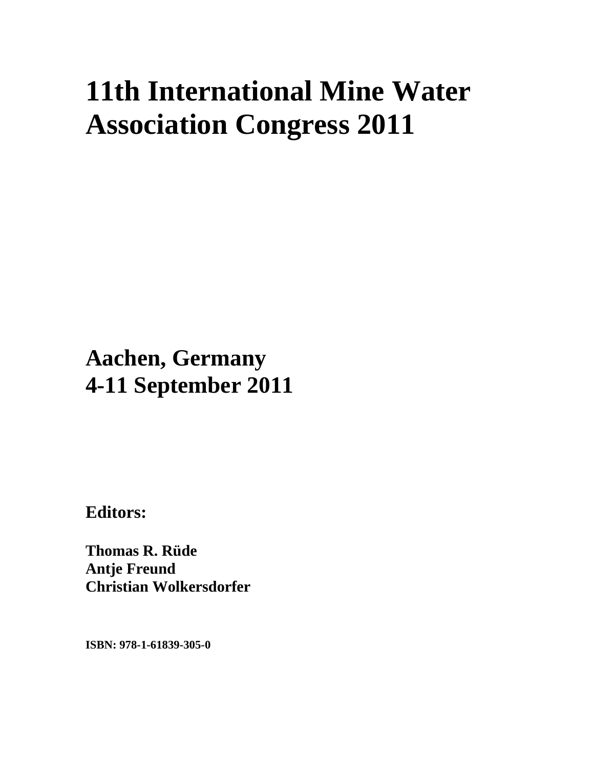# 11th International Mine Water Association Congress 2011

## Aachen, Germany
## 4-11 September 2011

### Editors:

**Thomas R. Rüde**
**Antje Freund**
**Christian Wolkersdorfer**

**ISBN: 978-1-61839-305-0**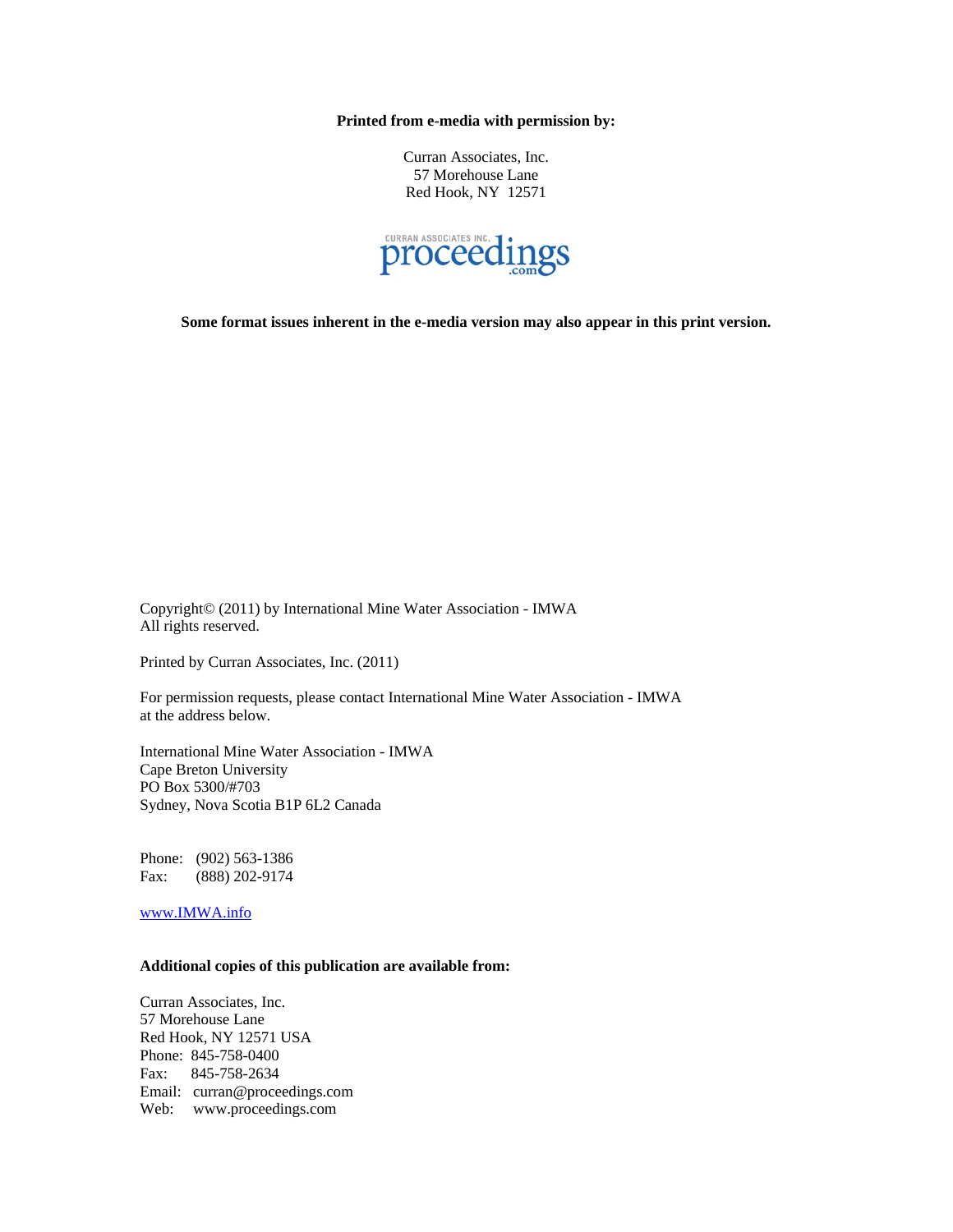**Printed from e-media with permission by:**

Curran Associates, Inc.
57 Morehouse Lane
Red Hook, NY 12571

CURRAN ASSOCIATES INC. proceedings.com

**Some format issues inherent in the e-media version may also appear in this print version.**

Copyright© (2011) by International Mine Water Association - IMWA
All rights reserved.

Printed by Curran Associates, Inc. (2011)

For permission requests, please contact International Mine Water Association - IMWA at the address below.

International Mine Water Association - IMWA
Cape Breton University
PO Box 5300/#703
Sydney, Nova Scotia B1P 6L2 Canada

Phone: (902) 563-1386
Fax: (888) 202-9174

www.IMWA.info

**Additional copies of this publication are available from:**

Curran Associates, Inc.
57 Morehouse Lane
Red Hook, NY 12571 USA
Phone: 845-758-0400
Fax: 845-758-2634
Email: curran@proceedings.com
Web: www.proceedings.com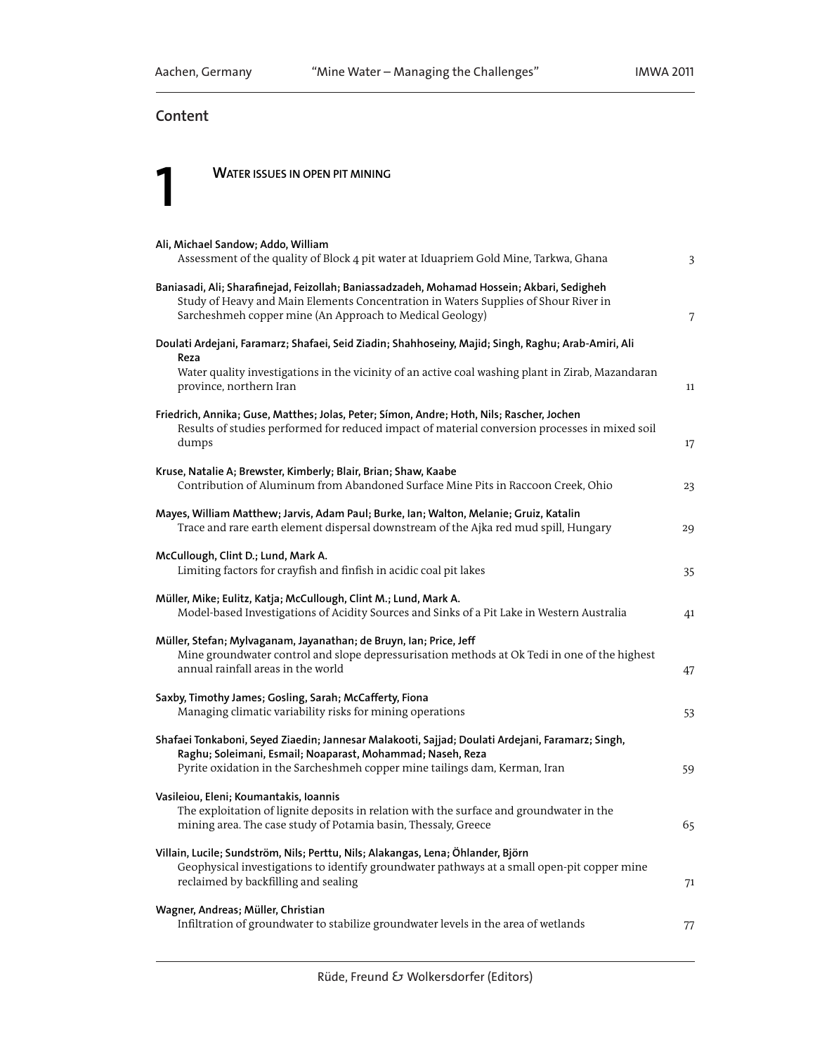## Content

# 1 Water issues in open pit mining

**Ali, Michael Sandow; Addo, William**
Assessment of the quality of Block 4 pit water at Iduapriem Gold Mine, Tarkwa, Ghana — 3

**Baniasadi, Ali; Sharafinejad, Feizollah; Baniassadzadeh, Mohamad Hossein; Akbari, Sedigheh**
Study of Heavy and Main Elements Concentration in Waters Supplies of Shour River in Sarcheshmeh copper mine (An Approach to Medical Geology) — 7

**Doulati Ardejani, Faramarz; Shafaei, Seid Ziadin; Shahhoseiny, Majid; Singh, Raghu; Arab-Amiri, Ali Reza**
Water quality investigations in the vicinity of an active coal washing plant in Zirab, Mazandaran province, northern Iran — 11

**Friedrich, Annika; Guse, Matthes; Jolas, Peter; Símon, Andre; Hoth, Nils; Rascher, Jochen**
Results of studies performed for reduced impact of material conversion processes in mixed soil dumps — 17

**Kruse, Natalie A; Brewster, Kimberly; Blair, Brian; Shaw, Kaabe**
Contribution of Aluminum from Abandoned Surface Mine Pits in Raccoon Creek, Ohio — 23

**Mayes, William Matthew; Jarvis, Adam Paul; Burke, Ian; Walton, Melanie; Gruiz, Katalin**
Trace and rare earth element dispersal downstream of the Ajka red mud spill, Hungary — 29

**McCullough, Clint D.; Lund, Mark A.**
Limiting factors for crayfish and finfish in acidic coal pit lakes — 35

**Müller, Mike; Eulitz, Katja; McCullough, Clint M.; Lund, Mark A.**
Model-based Investigations of Acidity Sources and Sinks of a Pit Lake in Western Australia — 41

**Müller, Stefan; Mylvaganam, Jayanathan; de Bruyn, Ian; Price, Jeff**
Mine groundwater control and slope depressurisation methods at Ok Tedi in one of the highest annual rainfall areas in the world — 47

**Saxby, Timothy James; Gosling, Sarah; McCafferty, Fiona**
Managing climatic variability risks for mining operations — 53

**Shafaei Tonkaboni, Seyed Ziaedin; Jannesar Malakooti, Sajjad; Doulati Ardejani, Faramarz; Singh, Raghu; Soleimani, Esmail; Noaparast, Mohammad; Naseh, Reza**
Pyrite oxidation in the Sarcheshmeh copper mine tailings dam, Kerman, Iran — 59

**Vasileiou, Eleni; Koumantakis, Ioannis**
The exploitation of lignite deposits in relation with the surface and groundwater in the mining area. The case study of Potamia basin, Thessaly, Greece — 65

**Villain, Lucile; Sundström, Nils; Perttu, Nils; Alakangas, Lena; Öhlander, Björn**
Geophysical investigations to identify groundwater pathways at a small open-pit copper mine reclaimed by backfilling and sealing — 71

**Wagner, Andreas; Müller, Christian**
Infiltration of groundwater to stabilize groundwater levels in the area of wetlands — 77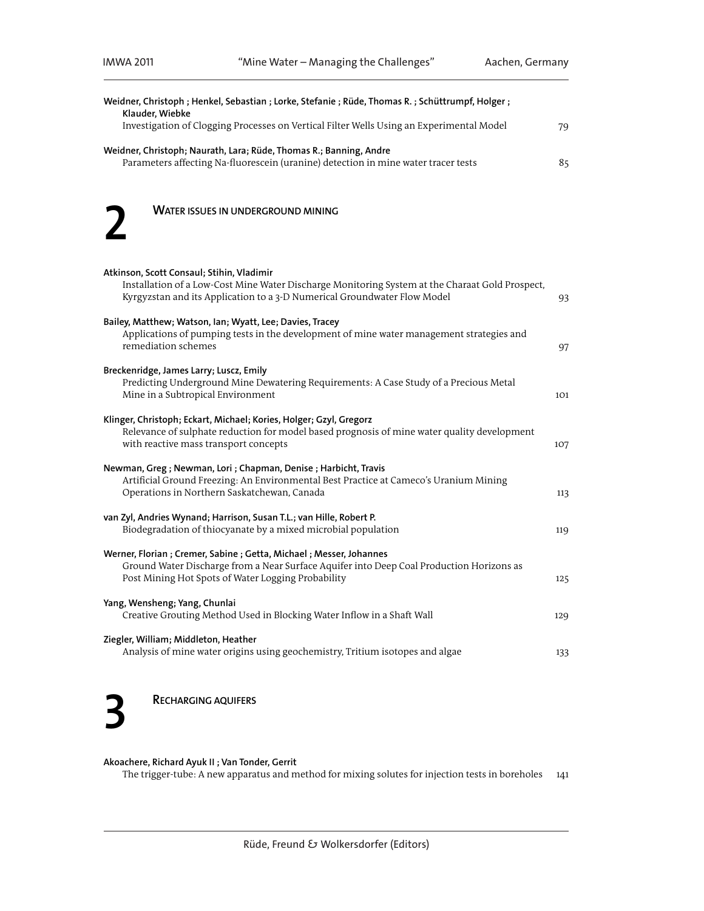**Weidner, Christoph ; Henkel, Sebastian ; Lorke, Stefanie ; Rüde, Thomas R. ; Schüttrumpf, Holger ; Klauder, Wiebke**
Investigation of Clogging Processes on Vertical Filter Wells Using an Experimental Model 79

**Weidner, Christoph; Naurath, Lara; Rüde, Thomas R.; Banning, Andre**
Parameters affecting Na-fluorescein (uranine) detection in mine water tracer tests 85

## 2 Water issues in underground mining

**Atkinson, Scott Consaul; Stihin, Vladimir**
Installation of a Low-Cost Mine Water Discharge Monitoring System at the Charaat Gold Prospect, Kyrgyzstan and its Application to a 3-D Numerical Groundwater Flow Model 93

**Bailey, Matthew; Watson, Ian; Wyatt, Lee; Davies, Tracey**
Applications of pumping tests in the development of mine water management strategies and remediation schemes 97

**Breckenridge, James Larry; Luscz, Emily**
Predicting Underground Mine Dewatering Requirements: A Case Study of a Precious Metal Mine in a Subtropical Environment 101

**Klinger, Christoph; Eckart, Michael; Kories, Holger; Gzyl, Gregorz**
Relevance of sulphate reduction for model based prognosis of mine water quality development with reactive mass transport concepts 107

**Newman, Greg ; Newman, Lori ; Chapman, Denise ; Harbicht, Travis**
Artificial Ground Freezing: An Environmental Best Practice at Cameco's Uranium Mining Operations in Northern Saskatchewan, Canada 113

**van Zyl, Andries Wynand; Harrison, Susan T.L.; van Hille, Robert P.**
Biodegradation of thiocyanate by a mixed microbial population 119

**Werner, Florian ; Cremer, Sabine ; Getta, Michael ; Messer, Johannes**
Ground Water Discharge from a Near Surface Aquifer into Deep Coal Production Horizons as Post Mining Hot Spots of Water Logging Probability 125

**Yang, Wensheng; Yang, Chunlai**
Creative Grouting Method Used in Blocking Water Inflow in a Shaft Wall 129

**Ziegler, William; Middleton, Heather**
Analysis of mine water origins using geochemistry, Tritium isotopes and algae 133

## 3 Recharging aquifers

**Akoachere, Richard Ayuk II ; Van Tonder, Gerrit**
The trigger-tube: A new apparatus and method for mixing solutes for injection tests in boreholes 141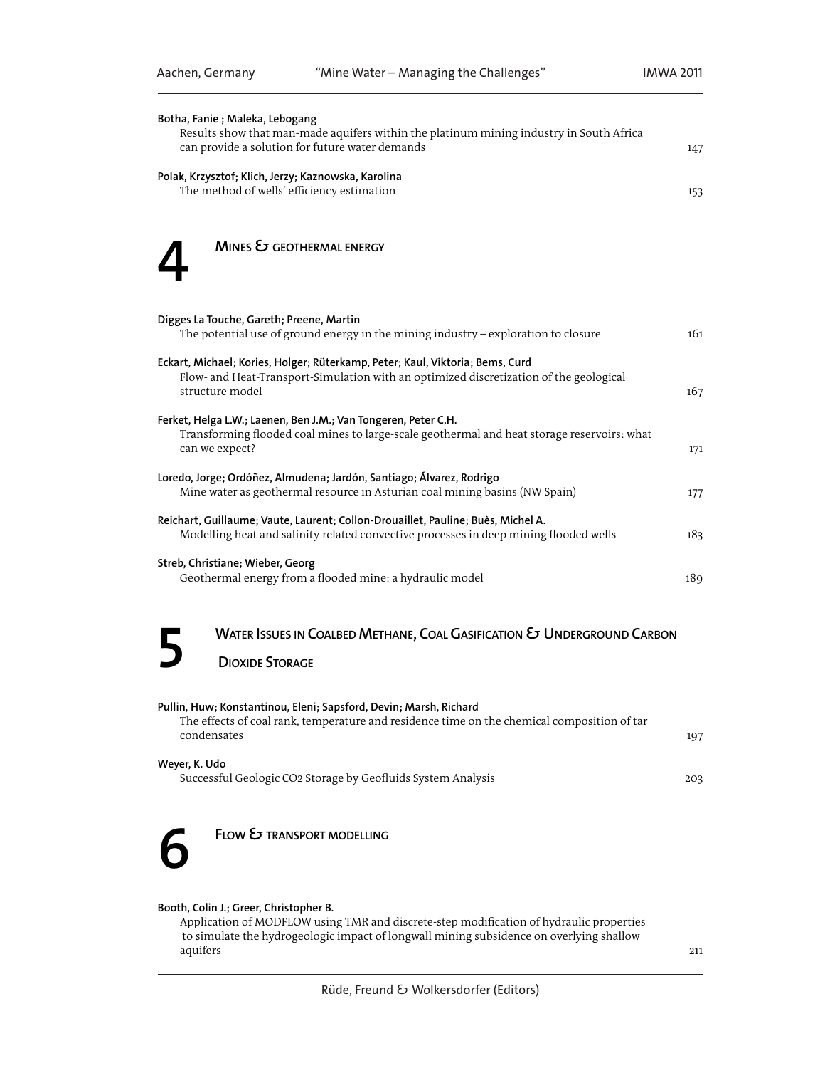**Botha, Fanie ; Maleka, Lebogang**
Results show that man-made aquifers within the platinum mining industry in South Africa can provide a solution for future water demands 147

**Polak, Krzysztof; Klich, Jerzy; Kaznowska, Karolina**
The method of wells' efficiency estimation 153

# 4 Mines & geothermal energy

**Digges La Touche, Gareth; Preene, Martin**
The potential use of ground energy in the mining industry – exploration to closure 161

**Eckart, Michael; Kories, Holger; Rüterkamp, Peter; Kaul, Viktoria; Bems, Curd**
Flow- and Heat-Transport-Simulation with an optimized discretization of the geological structure model 167

**Ferket, Helga L.W.; Laenen, Ben J.M.; Van Tongeren, Peter C.H.**
Transforming flooded coal mines to large-scale geothermal and heat storage reservoirs: what can we expect? 171

**Loredo, Jorge; Ordóñez, Almudena; Jardón, Santiago; Álvarez, Rodrigo**
Mine water as geothermal resource in Asturian coal mining basins (NW Spain) 177

**Reichart, Guillaume; Vaute, Laurent; Collon-Drouaillet, Pauline; Buès, Michel A.**
Modelling heat and salinity related convective processes in deep mining flooded wells 183

**Streb, Christiane; Wieber, Georg**
Geothermal energy from a flooded mine: a hydraulic model 189

# 5 Water Issues in Coalbed Methane, Coal Gasification & Underground Carbon Dioxide Storage

**Pullin, Huw; Konstantinou, Eleni; Sapsford, Devin; Marsh, Richard**
The effects of coal rank, temperature and residence time on the chemical composition of tar condensates 197

**Weyer, K. Udo**
Successful Geologic $CO_2$ Storage by Geofluids System Analysis 203

# 6 Flow & transport modelling

**Booth, Colin J.; Greer, Christopher B.**
Application of MODFLOW using TMR and discrete-step modification of hydraulic properties to simulate the hydrogeologic impact of longwall mining subsidence on overlying shallow aquifers 211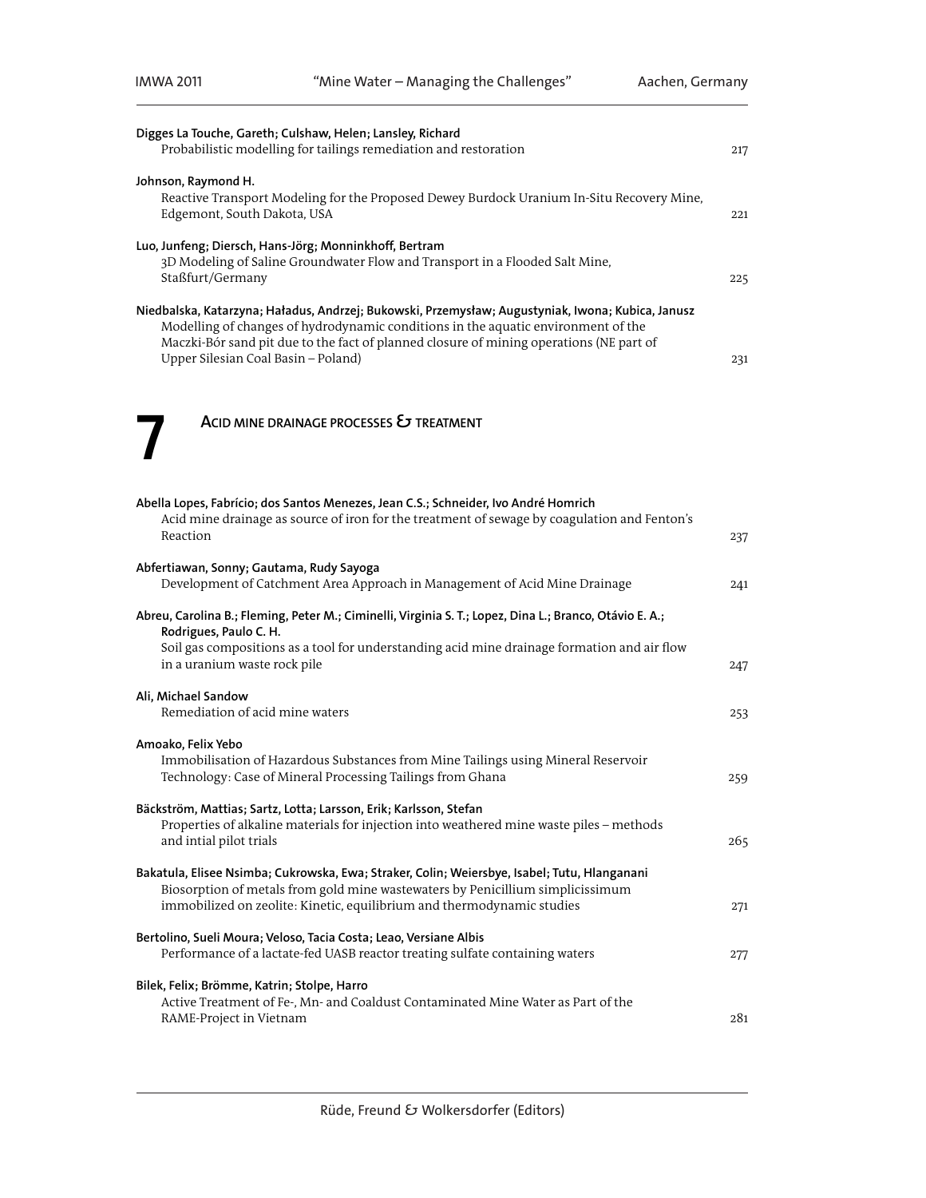**Digges La Touche, Gareth; Culshaw, Helen; Lansley, Richard**
Probabilistic modelling for tailings remediation and restoration 217

**Johnson, Raymond H.**
Reactive Transport Modeling for the Proposed Dewey Burdock Uranium In-Situ Recovery Mine, Edgemont, South Dakota, USA 221

**Luo, Junfeng; Diersch, Hans-Jörg; Monninkhoff, Bertram**
3D Modeling of Saline Groundwater Flow and Transport in a Flooded Salt Mine, Staßfurt/Germany 225

**Niedbalska, Katarzyna; Haładus, Andrzej; Bukowski, Przemysław; Augustyniak, Iwona; Kubica, Janusz**
Modelling of changes of hydrodynamic conditions in the aquatic environment of the Maczki-Bór sand pit due to the fact of planned closure of mining operations (NE part of Upper Silesian Coal Basin – Poland) 231

# 7 Acid mine drainage processes & treatment

**Abella Lopes, Fabrício; dos Santos Menezes, Jean C.S.; Schneider, Ivo André Homrich**
Acid mine drainage as source of iron for the treatment of sewage by coagulation and Fenton's Reaction 237

**Abfertiawan, Sonny; Gautama, Rudy Sayoga**
Development of Catchment Area Approach in Management of Acid Mine Drainage 241

**Abreu, Carolina B.; Fleming, Peter M.; Ciminelli, Virginia S. T.; Lopez, Dina L.; Branco, Otávio E. A.; Rodrigues, Paulo C. H.**
Soil gas compositions as a tool for understanding acid mine drainage formation and air flow in a uranium waste rock pile 247

**Ali, Michael Sandow**
Remediation of acid mine waters 253

**Amoako, Felix Yebo**
Immobilisation of Hazardous Substances from Mine Tailings using Mineral Reservoir Technology: Case of Mineral Processing Tailings from Ghana 259

**Bäckström, Mattias; Sartz, Lotta; Larsson, Erik; Karlsson, Stefan**
Properties of alkaline materials for injection into weathered mine waste piles – methods and intial pilot trials 265

**Bakatula, Elisee Nsimba; Cukrowska, Ewa; Straker, Colin; Weiersbye, Isabel; Tutu, Hlanganani**
Biosorption of metals from gold mine wastewaters by Penicillium simplicissimum immobilized on zeolite: Kinetic, equilibrium and thermodynamic studies 271

**Bertolino, Sueli Moura; Veloso, Tacia Costa; Leao, Versiane Albis**
Performance of a lactate-fed UASB reactor treating sulfate containing waters 277

**Bilek, Felix; Brömme, Katrin; Stolpe, Harro**
Active Treatment of Fe-, Mn- and Coaldust Contaminated Mine Water as Part of the RAME-Project in Vietnam 281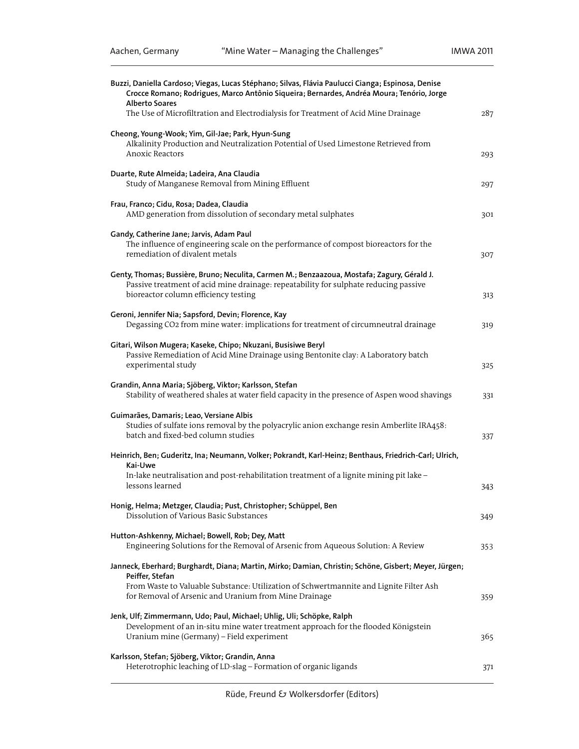**Buzzi, Daniella Cardoso; Viegas, Lucas Stéphano; Silvas, Flávia Paulucci Cianga; Espinosa, Denise Crocce Romano; Rodrigues, Marco Antônio Siqueira; Bernardes, Andréa Moura; Tenório, Jorge Alberto Soares**
The Use of Microfiltration and Electrodialysis for Treatment of Acid Mine Drainage 287

**Cheong, Young-Wook; Yim, Gil-Jae; Park, Hyun-Sung**
Alkalinity Production and Neutralization Potential of Used Limestone Retrieved from Anoxic Reactors 293

**Duarte, Rute Almeida; Ladeira, Ana Claudia**
Study of Manganese Removal from Mining Effluent 297

**Frau, Franco; Cidu, Rosa; Dadea, Claudia**
AMD generation from dissolution of secondary metal sulphates 301

**Gandy, Catherine Jane; Jarvis, Adam Paul**
The influence of engineering scale on the performance of compost bioreactors for the remediation of divalent metals 307

**Genty, Thomas; Bussière, Bruno; Neculita, Carmen M.; Benzaazoua, Mostafa; Zagury, Gérald J.**
Passive treatment of acid mine drainage: repeatability for sulphate reducing passive bioreactor column efficiency testing 313

**Geroni, Jennifer Nia; Sapsford, Devin; Florence, Kay**
Degassing $CO_2$ from mine water: implications for treatment of circumneutral drainage 319

**Gitari, Wilson Mugera; Kaseke, Chipo; Nkuzani, Busisiwe Beryl**
Passive Remediation of Acid Mine Drainage using Bentonite clay: A Laboratory batch experimental study 325

**Grandin, Anna Maria; Sjöberg, Viktor; Karlsson, Stefan**
Stability of weathered shales at water field capacity in the presence of Aspen wood shavings 331

**Guimarães, Damaris; Leao, Versiane Albis**
Studies of sulfate ions removal by the polyacrylic anion exchange resin Amberlite IRA458: batch and fixed-bed column studies 337

**Heinrich, Ben; Guderitz, Ina; Neumann, Volker; Pokrandt, Karl-Heinz; Benthaus, Friedrich-Carl; Ulrich, Kai-Uwe**
In-lake neutralisation and post-rehabilitation treatment of a lignite mining pit lake – lessons learned 343

**Honig, Helma; Metzger, Claudia; Pust, Christopher; Schüppel, Ben**
Dissolution of Various Basic Substances 349

**Hutton-Ashkenny, Michael; Bowell, Rob; Dey, Matt**
Engineering Solutions for the Removal of Arsenic from Aqueous Solution: A Review 353

**Janneck, Eberhard; Burghardt, Diana; Martin, Mirko; Damian, Christin; Schöne, Gisbert; Meyer, Jürgen; Peiffer, Stefan**
From Waste to Valuable Substance: Utilization of Schwertmannite and Lignite Filter Ash for Removal of Arsenic and Uranium from Mine Drainage 359

**Jenk, Ulf; Zimmermann, Udo; Paul, Michael; Uhlig, Uli; Schöpke, Ralph**
Development of an in-situ mine water treatment approach for the flooded Königstein Uranium mine (Germany) – Field experiment 365

**Karlsson, Stefan; Sjöberg, Viktor; Grandin, Anna**
Heterotrophic leaching of LD-slag – Formation of organic ligands 371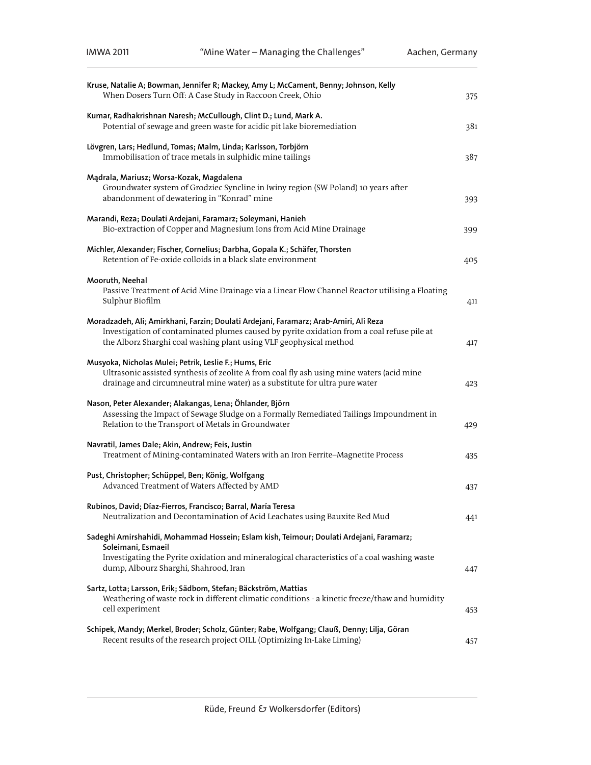**Kruse, Natalie A; Bowman, Jennifer R; Mackey, Amy L; McCament, Benny; Johnson, Kelly**
When Dosers Turn Off: A Case Study in Raccoon Creek, Ohio 375

**Kumar, Radhakrishnan Naresh; McCullough, Clint D.; Lund, Mark A.**
Potential of sewage and green waste for acidic pit lake bioremediation 381

**Lövgren, Lars; Hedlund, Tomas; Malm, Linda; Karlsson, Torbjörn**
Immobilisation of trace metals in sulphidic mine tailings 387

**Mądrala, Mariusz; Worsa-Kozak, Magdalena**
Groundwater system of Grodziec Syncline in Iwiny region (SW Poland) 10 years after abandonment of dewatering in "Konrad" mine 393

**Marandi, Reza; Doulati Ardejani, Faramarz; Soleymani, Hanieh**
Bio-extraction of Copper and Magnesium Ions from Acid Mine Drainage 399

**Michler, Alexander; Fischer, Cornelius; Darbha, Gopala K.; Schäfer, Thorsten**
Retention of Fe-oxide colloids in a black slate environment 405

**Mooruth, Neehal**
Passive Treatment of Acid Mine Drainage via a Linear Flow Channel Reactor utilising a Floating Sulphur Biofilm 411

**Moradzadeh, Ali; Amirkhani, Farzin; Doulati Ardejani, Faramarz; Arab-Amiri, Ali Reza**
Investigation of contaminated plumes caused by pyrite oxidation from a coal refuse pile at the Alborz Sharghi coal washing plant using VLF geophysical method 417

**Musyoka, Nicholas Mulei; Petrik, Leslie F.; Hums, Eric**
Ultrasonic assisted synthesis of zeolite A from coal fly ash using mine waters (acid mine drainage and circumneutral mine water) as a substitute for ultra pure water 423

**Nason, Peter Alexander; Alakangas, Lena; Öhlander, Björn**
Assessing the Impact of Sewage Sludge on a Formally Remediated Tailings Impoundment in Relation to the Transport of Metals in Groundwater 429

**Navratil, James Dale; Akin, Andrew; Feis, Justin**
Treatment of Mining-contaminated Waters with an Iron Ferrite–Magnetite Process 435

**Pust, Christopher; Schüppel, Ben; König, Wolfgang**
Advanced Treatment of Waters Affected by AMD 437

**Rubinos, David; Díaz-Fierros, Francisco; Barral, María Teresa**
Neutralization and Decontamination of Acid Leachates using Bauxite Red Mud 441

**Sadeghi Amirshahidi, Mohammad Hossein; Eslam kish, Teimour; Doulati Ardejani, Faramarz; Soleimani, Esmaeil**
Investigating the Pyrite oxidation and mineralogical characteristics of a coal washing waste dump, Albourz Sharghi, Shahrood, Iran 447

**Sartz, Lotta; Larsson, Erik; Sädbom, Stefan; Bäckström, Mattias**
Weathering of waste rock in different climatic conditions - a kinetic freeze/thaw and humidity cell experiment 453

**Schipek, Mandy; Merkel, Broder; Scholz, Günter; Rabe, Wolfgang; Clauß, Denny; Lilja, Göran**
Recent results of the research project OILL (Optimizing In-Lake Liming) 457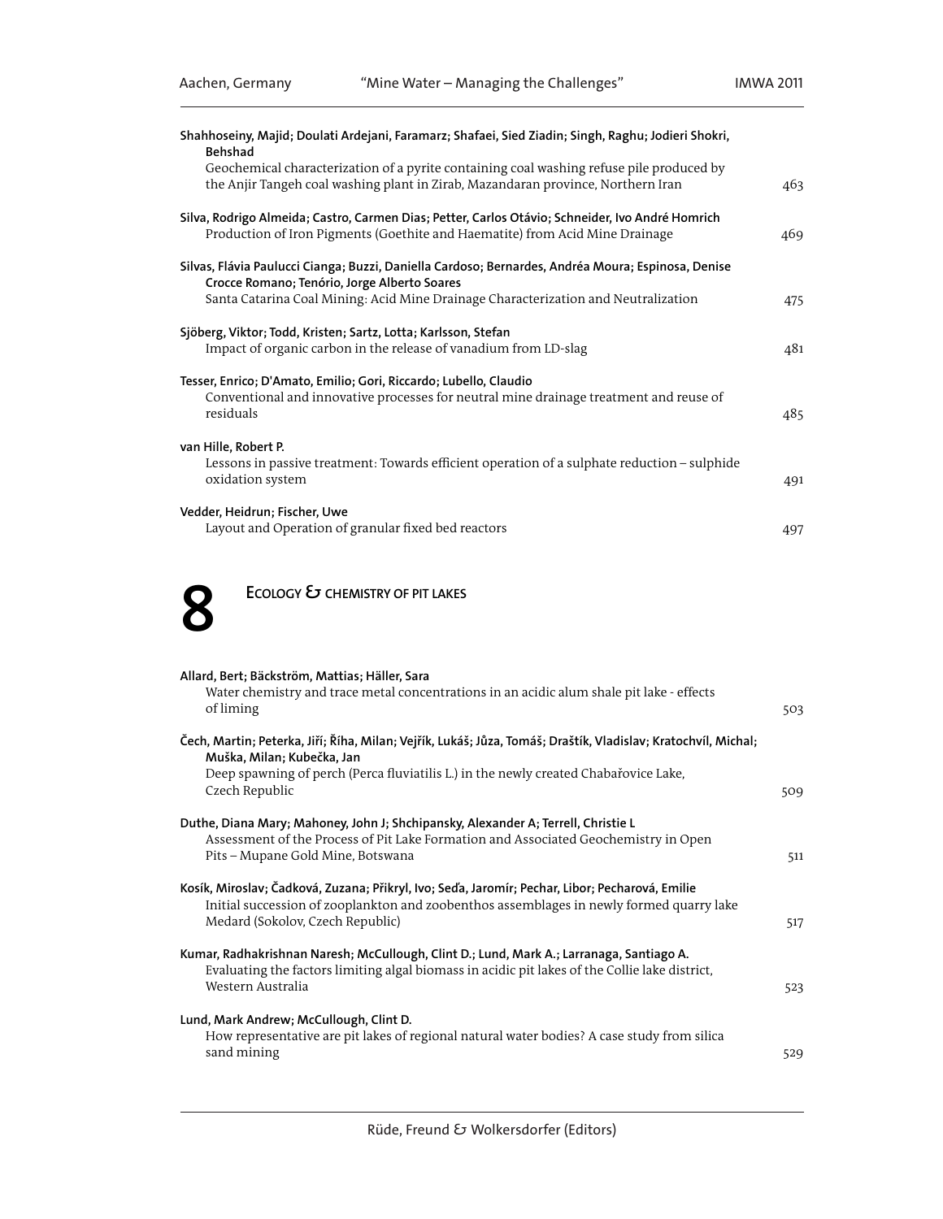**Shahhoseiny, Majid; Doulati Ardejani, Faramarz; Shafaei, Sied Ziadin; Singh, Raghu; Jodieri Shokri, Behshad**
Geochemical characterization of a pyrite containing coal washing refuse pile produced by the Anjir Tangeh coal washing plant in Zirab, Mazandaran province, Northern Iran 463

**Silva, Rodrigo Almeida; Castro, Carmen Dias; Petter, Carlos Otávio; Schneider, Ivo André Homrich**
Production of Iron Pigments (Goethite and Haematite) from Acid Mine Drainage 469

**Silvas, Flávia Paulucci Cianga; Buzzi, Daniella Cardoso; Bernardes, Andréa Moura; Espinosa, Denise Crocce Romano; Tenório, Jorge Alberto Soares**
Santa Catarina Coal Mining: Acid Mine Drainage Characterization and Neutralization 475

**Sjöberg, Viktor; Todd, Kristen; Sartz, Lotta; Karlsson, Stefan**
Impact of organic carbon in the release of vanadium from LD-slag 481

**Tesser, Enrico; D'Amato, Emilio; Gori, Riccardo; Lubello, Claudio**
Conventional and innovative processes for neutral mine drainage treatment and reuse of residuals 485

**van Hille, Robert P.**
Lessons in passive treatment: Towards efficient operation of a sulphate reduction – sulphide oxidation system 491

**Vedder, Heidrun; Fischer, Uwe**
Layout and Operation of granular fixed bed reactors 497

# 8 Ecology & chemistry of pit lakes

**Allard, Bert; Bäckström, Mattias; Häller, Sara**
Water chemistry and trace metal concentrations in an acidic alum shale pit lake - effects of liming 503

**Čech, Martin; Peterka, Jiří; Říha, Milan; Vejřík, Lukáš; Jůza, Tomáš; Draštík, Vladislav; Kratochvíl, Michal; Muška, Milan; Kubečka, Jan**
Deep spawning of perch (Perca fluviatilis L.) in the newly created Chabařovice Lake, Czech Republic 509

**Duthe, Diana Mary; Mahoney, John J; Shchipansky, Alexander A; Terrell, Christie L**
Assessment of the Process of Pit Lake Formation and Associated Geochemistry in Open Pits – Mupane Gold Mine, Botswana 511

**Kosík, Miroslav; Čadková, Zuzana; Přikryl, Ivo; Seďa, Jaromír; Pechar, Libor; Pecharová, Emilie**
Initial succession of zooplankton and zoobenthos assemblages in newly formed quarry lake Medard (Sokolov, Czech Republic) 517

**Kumar, Radhakrishnan Naresh; McCullough, Clint D.; Lund, Mark A.; Larranaga, Santiago A.**
Evaluating the factors limiting algal biomass in acidic pit lakes of the Collie lake district, Western Australia 523

**Lund, Mark Andrew; McCullough, Clint D.**
How representative are pit lakes of regional natural water bodies? A case study from silica sand mining 529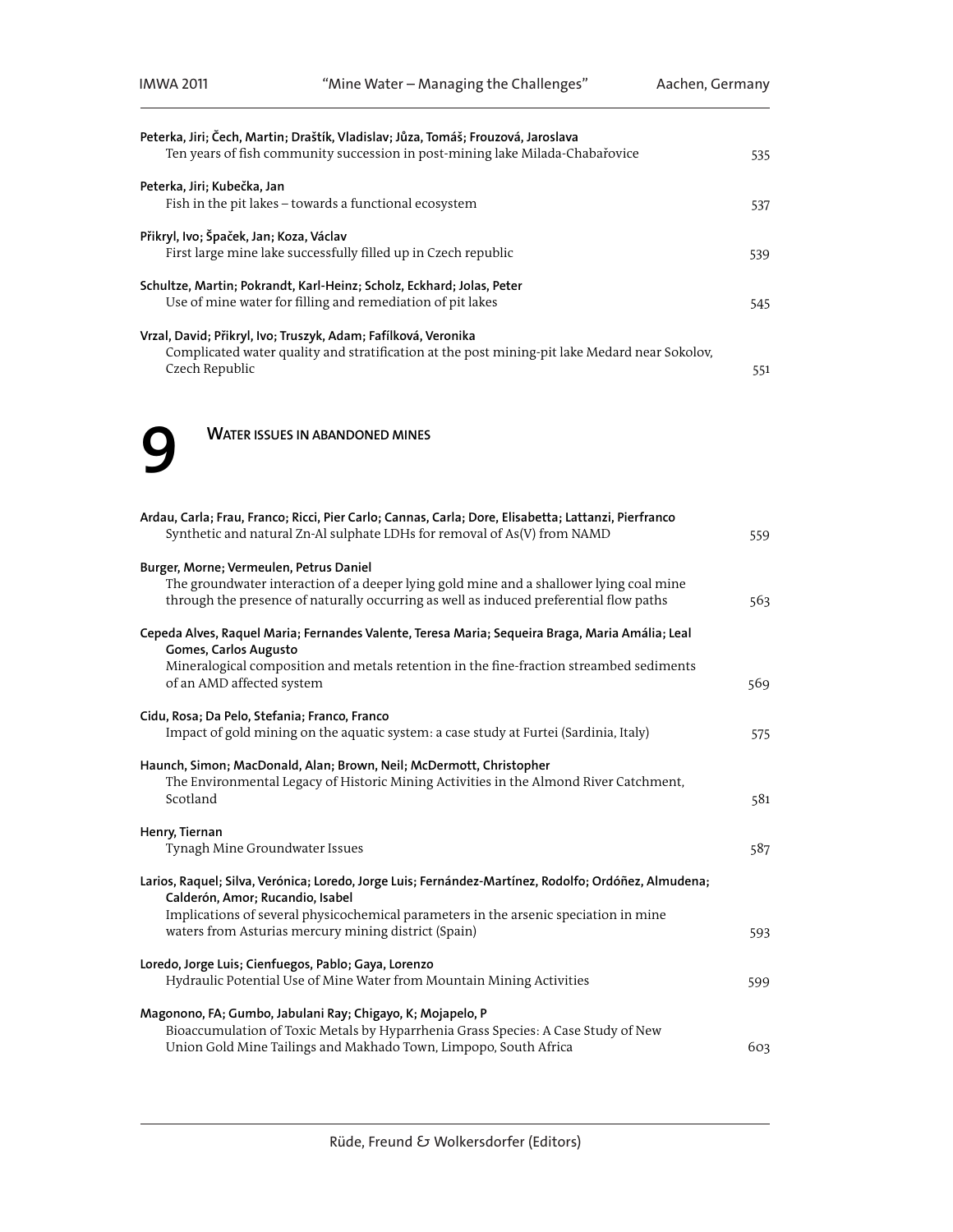**Peterka, Jiri; Čech, Martin; Draštík, Vladislav; Jůza, Tomáš; Frouzová, Jaroslava**
Ten years of fish community succession in post-mining lake Milada-Chabařovice 535

**Peterka, Jiri; Kubečka, Jan**
Fish in the pit lakes – towards a functional ecosystem 537

**Přikryl, Ivo; Špaček, Jan; Koza, Václav**
First large mine lake successfully filled up in Czech republic 539

**Schultze, Martin; Pokrandt, Karl-Heinz; Scholz, Eckhard; Jolas, Peter**
Use of mine water for filling and remediation of pit lakes 545

**Vrzal, David; Přikryl, Ivo; Truszyk, Adam; Fafílková, Veronika**
Complicated water quality and stratification at the post mining-pit lake Medard near Sokolov, Czech Republic 551

# 9 Water issues in abandoned mines

**Ardau, Carla; Frau, Franco; Ricci, Pier Carlo; Cannas, Carla; Dore, Elisabetta; Lattanzi, Pierfranco**
Synthetic and natural Zn-Al sulphate LDHs for removal of As(V) from NAMD 559

**Burger, Morne; Vermeulen, Petrus Daniel**
The groundwater interaction of a deeper lying gold mine and a shallower lying coal mine through the presence of naturally occurring as well as induced preferential flow paths 563

**Cepeda Alves, Raquel Maria; Fernandes Valente, Teresa Maria; Sequeira Braga, Maria Amália; Leal Gomes, Carlos Augusto**
Mineralogical composition and metals retention in the fine-fraction streambed sediments of an AMD affected system 569

**Cidu, Rosa; Da Pelo, Stefania; Franco, Franco**
Impact of gold mining on the aquatic system: a case study at Furtei (Sardinia, Italy) 575

**Haunch, Simon; MacDonald, Alan; Brown, Neil; McDermott, Christopher**
The Environmental Legacy of Historic Mining Activities in the Almond River Catchment, Scotland 581

**Henry, Tiernan**
Tynagh Mine Groundwater Issues 587

**Larios, Raquel; Silva, Verónica; Loredo, Jorge Luis; Fernández-Martínez, Rodolfo; Ordóñez, Almudena; Calderón, Amor; Rucandio, Isabel**
Implications of several physicochemical parameters in the arsenic speciation in mine waters from Asturias mercury mining district (Spain) 593

**Loredo, Jorge Luis; Cienfuegos, Pablo; Gaya, Lorenzo**
Hydraulic Potential Use of Mine Water from Mountain Mining Activities 599

**Magonono, FA; Gumbo, Jabulani Ray; Chigayo, K; Mojapelo, P**
Bioaccumulation of Toxic Metals by Hyparrhenia Grass Species: A Case Study of New Union Gold Mine Tailings and Makhado Town, Limpopo, South Africa 603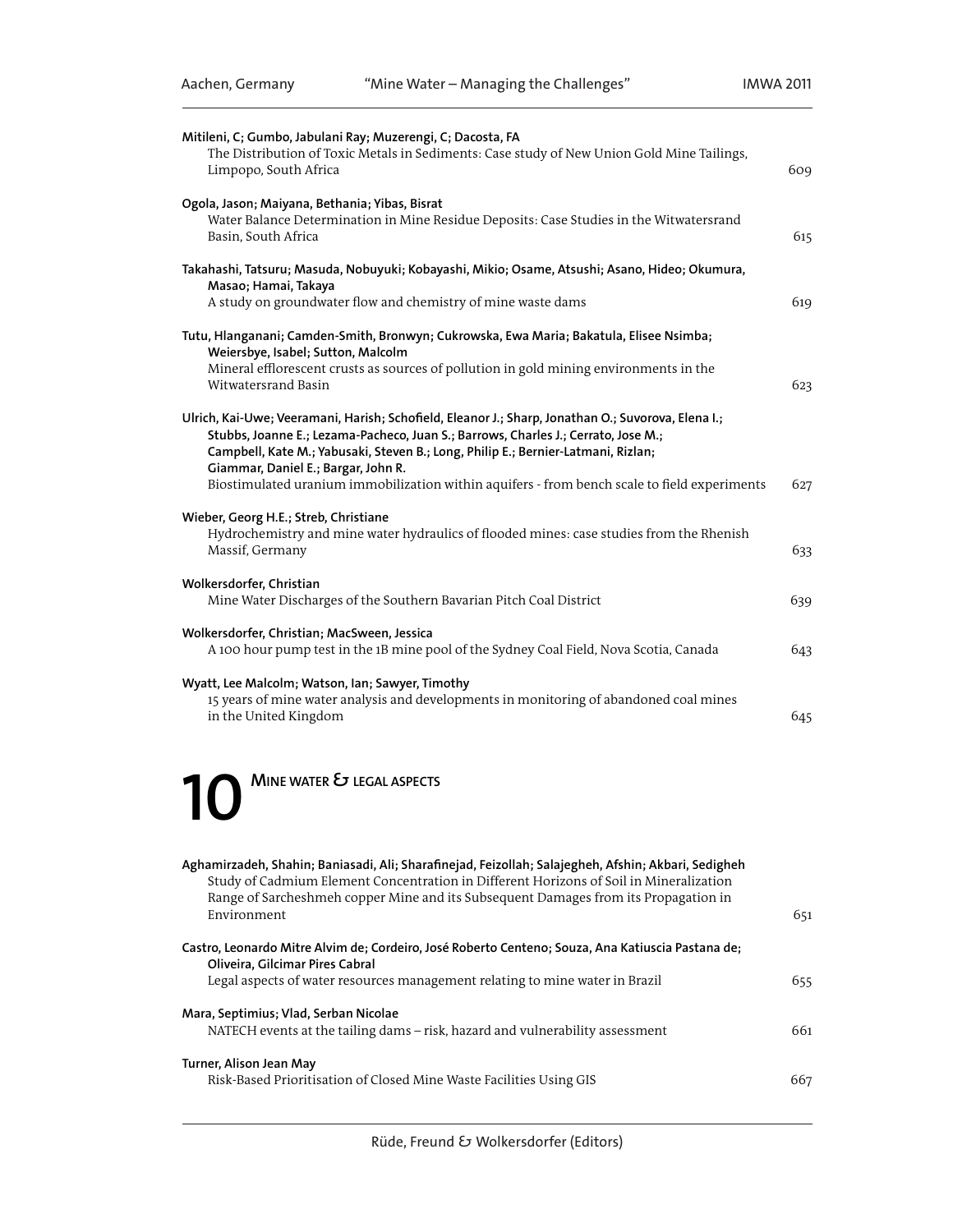**Mitileni, C; Gumbo, Jabulani Ray; Muzerengi, C; Dacosta, FA**
The Distribution of Toxic Metals in Sediments: Case study of New Union Gold Mine Tailings, Limpopo, South Africa 609

**Ogola, Jason; Maiyana, Bethania; Yibas, Bisrat**
Water Balance Determination in Mine Residue Deposits: Case Studies in the Witwatersrand Basin, South Africa 615

**Takahashi, Tatsuru; Masuda, Nobuyuki; Kobayashi, Mikio; Osame, Atsushi; Asano, Hideo; Okumura, Masao; Hamai, Takaya**
A study on groundwater flow and chemistry of mine waste dams 619

**Tutu, Hlanganani; Camden-Smith, Bronwyn; Cukrowska, Ewa Maria; Bakatula, Elisee Nsimba; Weiersbye, Isabel; Sutton, Malcolm**
Mineral efflorescent crusts as sources of pollution in gold mining environments in the Witwatersrand Basin 623

**Ulrich, Kai-Uwe; Veeramani, Harish; Schofield, Eleanor J.; Sharp, Jonathan O.; Suvorova, Elena I.; Stubbs, Joanne E.; Lezama-Pacheco, Juan S.; Barrows, Charles J.; Cerrato, Jose M.; Campbell, Kate M.; Yabusaki, Steven B.; Long, Philip E.; Bernier-Latmani, Rizlan; Giammar, Daniel E.; Bargar, John R.**
Biostimulated uranium immobilization within aquifers - from bench scale to field experiments 627

**Wieber, Georg H.E.; Streb, Christiane**
Hydrochemistry and mine water hydraulics of flooded mines: case studies from the Rhenish Massif, Germany 633

**Wolkersdorfer, Christian**
Mine Water Discharges of the Southern Bavarian Pitch Coal District 639

**Wolkersdorfer, Christian; MacSween, Jessica**
A 100 hour pump test in the 1B mine pool of the Sydney Coal Field, Nova Scotia, Canada 643

**Wyatt, Lee Malcolm; Watson, Ian; Sawyer, Timothy**
15 years of mine water analysis and developments in monitoring of abandoned coal mines in the United Kingdom 645

# 10 Mine water & legal aspects

**Aghamirzadeh, Shahin; Baniasadi, Ali; Sharafinejad, Feizollah; Salajegheh, Afshin; Akbari, Sedigheh**
Study of Cadmium Element Concentration in Different Horizons of Soil in Mineralization Range of Sarcheshmeh copper Mine and its Subsequent Damages from its Propagation in Environment 651

**Castro, Leonardo Mitre Alvim de; Cordeiro, José Roberto Centeno; Souza, Ana Katiuscia Pastana de; Oliveira, Gilcimar Pires Cabral**
Legal aspects of water resources management relating to mine water in Brazil 655

**Mara, Septimius; Vlad, Serban Nicolae**
NATECH events at the tailing dams – risk, hazard and vulnerability assessment 661

**Turner, Alison Jean May**
Risk-Based Prioritisation of Closed Mine Waste Facilities Using GIS 667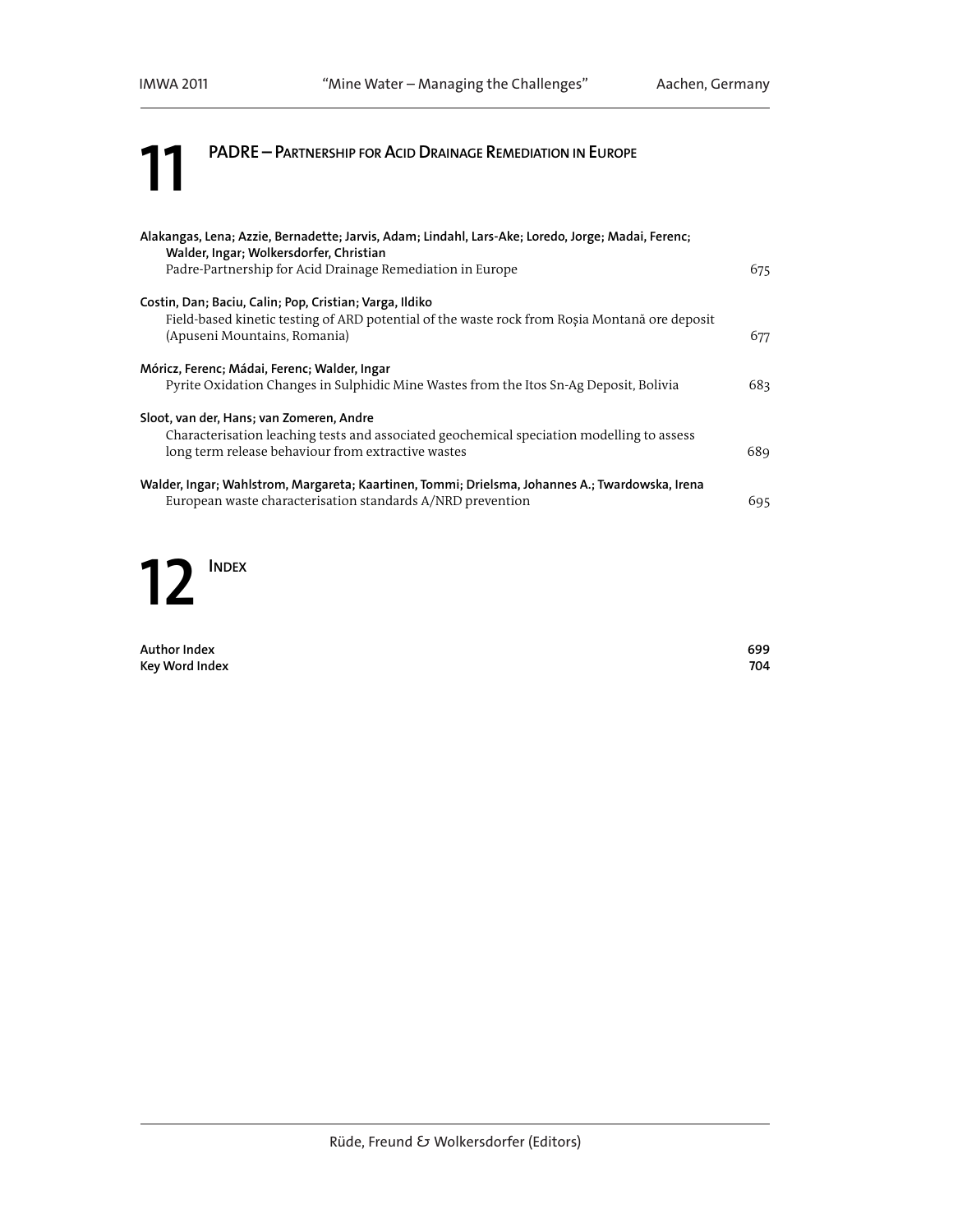# 11 PADRE – Partnership for Acid Drainage Remediation in Europe

**Alakangas, Lena; Azzie, Bernadette; Jarvis, Adam; Lindahl, Lars-Ake; Loredo, Jorge; Madai, Ferenc; Walder, Ingar; Wolkersdorfer, Christian**
Padre-Partnership for Acid Drainage Remediation in Europe — 675

**Costin, Dan; Baciu, Calin; Pop, Cristian; Varga, Ildiko**
Field-based kinetic testing of ARD potential of the waste rock from Roșia Montană ore deposit (Apuseni Mountains, Romania) — 677

**Móricz, Ferenc; Mádai, Ferenc; Walder, Ingar**
Pyrite Oxidation Changes in Sulphidic Mine Wastes from the Itos Sn-Ag Deposit, Bolivia — 683

**Sloot, van der, Hans; van Zomeren, Andre**
Characterisation leaching tests and associated geochemical speciation modelling to assess long term release behaviour from extractive wastes — 689

**Walder, Ingar; Wahlstrom, Margareta; Kaartinen, Tommi; Drielsma, Johannes A.; Twardowska, Irena**
European waste characterisation standards A/NRD prevention — 695

# 12 Index

**Author Index** — **699**
**Key Word Index** — **704**